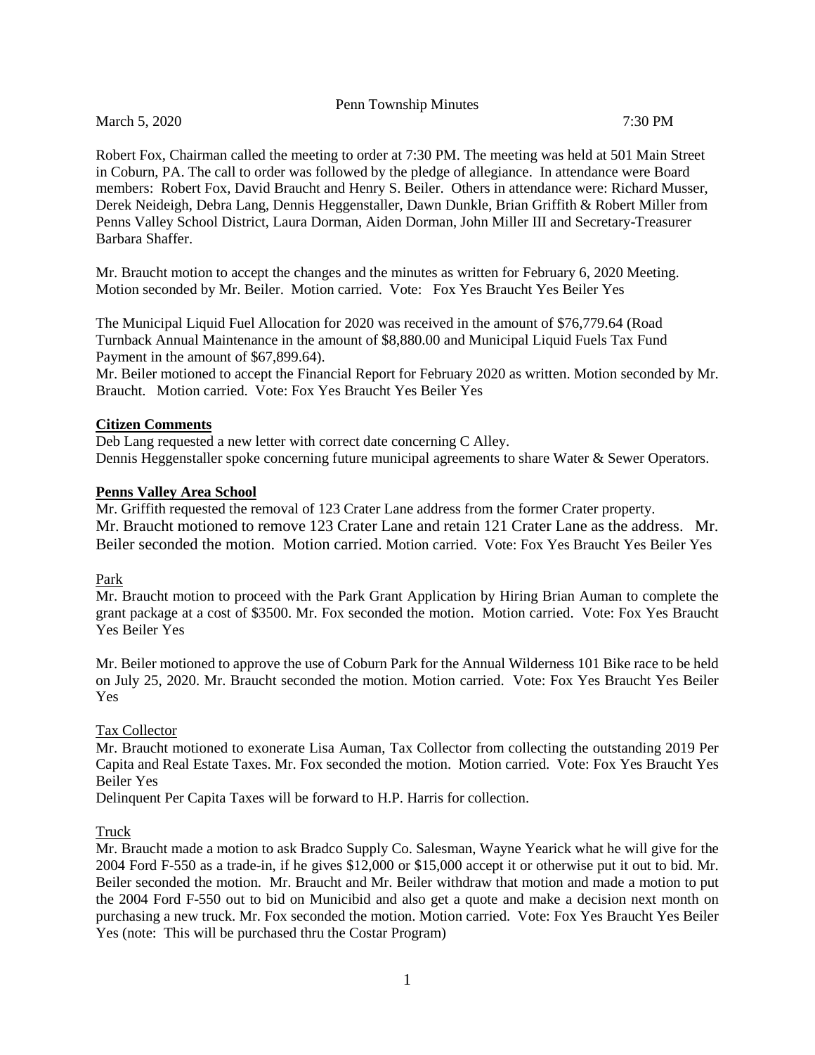Penn Township Minutes

March 5, 2020 7:30 PM

Robert Fox, Chairman called the meeting to order at 7:30 PM. The meeting was held at 501 Main Street in Coburn, PA. The call to order was followed by the pledge of allegiance. In attendance were Board members: Robert Fox, David Braucht and Henry S. Beiler. Others in attendance were: Richard Musser, Derek Neideigh, Debra Lang, Dennis Heggenstaller, Dawn Dunkle, Brian Griffith & Robert Miller from Penns Valley School District, Laura Dorman, Aiden Dorman, John Miller III and Secretary-Treasurer Barbara Shaffer.

Mr. Braucht motion to accept the changes and the minutes as written for February 6, 2020 Meeting. Motion seconded by Mr. Beiler. Motion carried. Vote: Fox Yes Braucht Yes Beiler Yes

The Municipal Liquid Fuel Allocation for 2020 was received in the amount of $76,779.64 (Road Turnback Annual Maintenance in the amount of $8,880.00 and Municipal Liquid Fuels Tax Fund Payment in the amount of $67,899.64).
Mr. Beiler motioned to accept the Financial Report for February 2020 as written. Motion seconded by Mr. Braucht. Motion carried. Vote: Fox Yes Braucht Yes Beiler Yes

**Citizen Comments**

Deb Lang requested a new letter with correct date concerning C Alley.
Dennis Heggenstaller spoke concerning future municipal agreements to share Water & Sewer Operators.

**Penns Valley Area School**

Mr. Griffith requested the removal of 123 Crater Lane address from the former Crater property.
Mr. Braucht motioned to remove 123 Crater Lane and retain 121 Crater Lane as the address. Mr. Beiler seconded the motion. Motion carried. Motion carried. Vote: Fox Yes Braucht Yes Beiler Yes

Park

Mr. Braucht motion to proceed with the Park Grant Application by Hiring Brian Auman to complete the grant package at a cost of $3500. Mr. Fox seconded the motion. Motion carried. Vote: Fox Yes Braucht Yes Beiler Yes

Mr. Beiler motioned to approve the use of Coburn Park for the Annual Wilderness 101 Bike race to be held on July 25, 2020. Mr. Braucht seconded the motion. Motion carried. Vote: Fox Yes Braucht Yes Beiler Yes

Tax Collector

Mr. Braucht motioned to exonerate Lisa Auman, Tax Collector from collecting the outstanding 2019 Per Capita and Real Estate Taxes. Mr. Fox seconded the motion. Motion carried. Vote: Fox Yes Braucht Yes Beiler Yes
Delinquent Per Capita Taxes will be forward to H.P. Harris for collection.

Truck

Mr. Braucht made a motion to ask Bradco Supply Co. Salesman, Wayne Yearick what he will give for the 2004 Ford F-550 as a trade-in, if he gives $12,000 or $15,000 accept it or otherwise put it out to bid. Mr. Beiler seconded the motion. Mr. Braucht and Mr. Beiler withdraw that motion and made a motion to put the 2004 Ford F-550 out to bid on Municibid and also get a quote and make a decision next month on purchasing a new truck. Mr. Fox seconded the motion. Motion carried. Vote: Fox Yes Braucht Yes Beiler Yes (note: This will be purchased thru the Costar Program)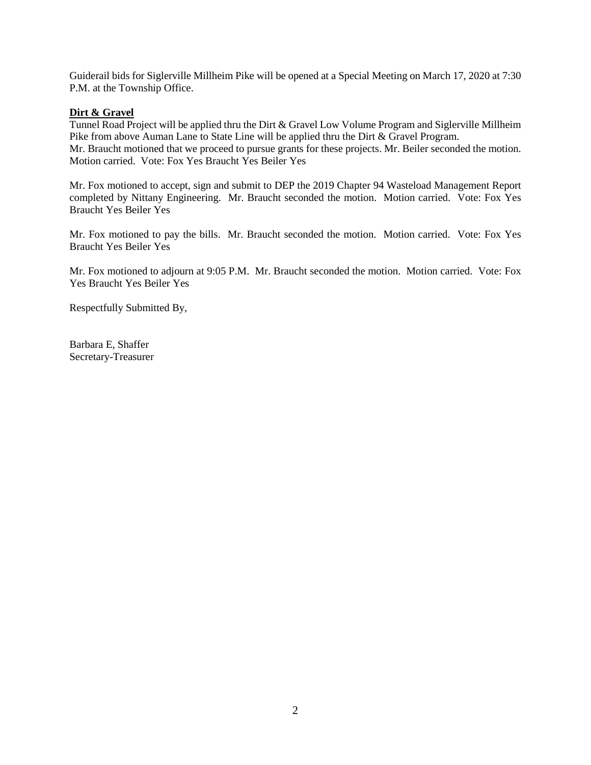Guiderail bids for Siglerville Millheim Pike will be opened at a Special Meeting on March 17, 2020 at 7:30 P.M. at the Township Office.

**Dirt & Gravel**

Tunnel Road Project will be applied thru the Dirt & Gravel Low Volume Program and Siglerville Millheim Pike from above Auman Lane to State Line will be applied thru the Dirt & Gravel Program.
Mr. Braucht motioned that we proceed to pursue grants for these projects. Mr. Beiler seconded the motion. Motion carried. Vote: Fox Yes Braucht Yes Beiler Yes

Mr. Fox motioned to accept, sign and submit to DEP the 2019 Chapter 94 Wasteload Management Report completed by Nittany Engineering. Mr. Braucht seconded the motion. Motion carried. Vote: Fox Yes Braucht Yes Beiler Yes

Mr. Fox motioned to pay the bills. Mr. Braucht seconded the motion. Motion carried. Vote: Fox Yes Braucht Yes Beiler Yes

Mr. Fox motioned to adjourn at 9:05 P.M. Mr. Braucht seconded the motion. Motion carried. Vote: Fox Yes Braucht Yes Beiler Yes

Respectfully Submitted By,

Barbara E, Shaffer
Secretary-Treasurer